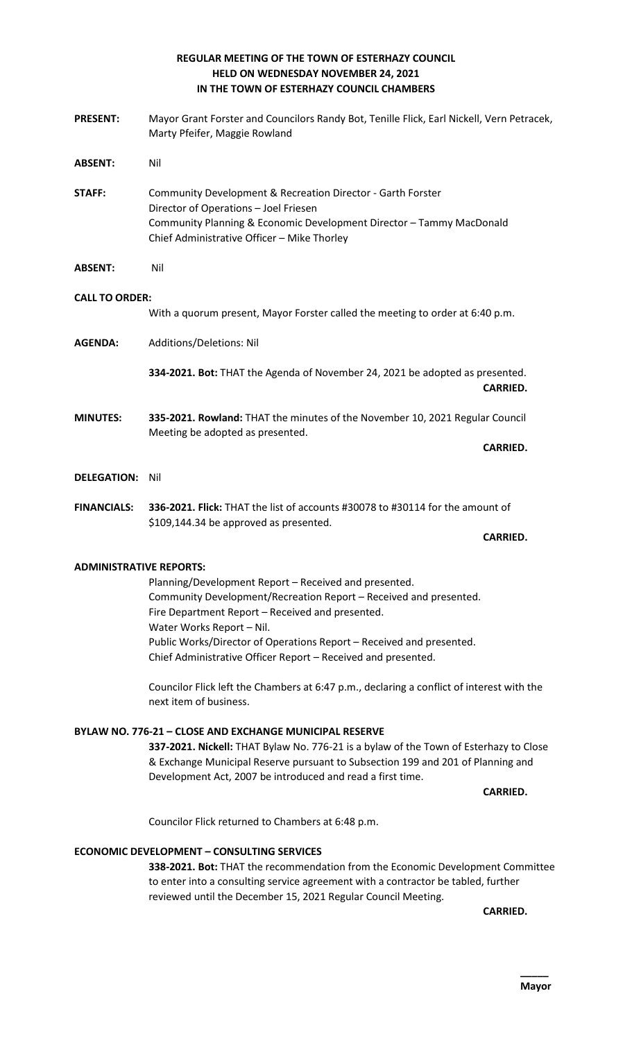# REGULAR MEETING OF THE TOWN OF ESTERHAZY COUNCIL HELD ON WEDNESDAY NOVEMBER 24, 2021 IN THE TOWN OF ESTERHAZY COUNCIL CHAMBERS

**PRESENT:** Mayor Grant Forster and Councilors Randy Bot, Tenille Flick, Earl Nickell, Vern Petracek, Marty Pfeifer, Maggie Rowland

**ABSENT:** Nil

**STAFF:** Community Development & Recreation Director - Garth Forster
Director of Operations – Joel Friesen
Community Planning & Economic Development Director – Tammy MacDonald
Chief Administrative Officer – Mike Thorley

**ABSENT:** Nil

**CALL TO ORDER:**

With a quorum present, Mayor Forster called the meeting to order at 6:40 p.m.

**AGENDA:** Additions/Deletions: Nil

**334-2021. Bot:** THAT the Agenda of November 24, 2021 be adopted as presented.

**CARRIED.**

**MINUTES:** **335-2021. Rowland:** THAT the minutes of the November 10, 2021 Regular Council Meeting be adopted as presented.

**CARRIED.**

**DELEGATION:** Nil

**FINANCIALS:** **336-2021. Flick:** THAT the list of accounts #30078 to #30114 for the amount of $109,144.34 be approved as presented.

**CARRIED.**

**ADMINISTRATIVE REPORTS:**

Planning/Development Report – Received and presented.
Community Development/Recreation Report – Received and presented.
Fire Department Report – Received and presented.
Water Works Report – Nil.
Public Works/Director of Operations Report – Received and presented.
Chief Administrative Officer Report – Received and presented.

Councilor Flick left the Chambers at 6:47 p.m., declaring a conflict of interest with the next item of business.

**BYLAW NO. 776-21 – CLOSE AND EXCHANGE MUNICIPAL RESERVE**

**337-2021. Nickell:** THAT Bylaw No. 776-21 is a bylaw of the Town of Esterhazy to Close & Exchange Municipal Reserve pursuant to Subsection 199 and 201 of Planning and Development Act, 2007 be introduced and read a first time.

**CARRIED.**

Councilor Flick returned to Chambers at 6:48 p.m.

**ECONOMIC DEVELOPMENT – CONSULTING SERVICES**

**338-2021. Bot:** THAT the recommendation from the Economic Development Committee to enter into a consulting service agreement with a contractor be tabled, further reviewed until the December 15, 2021 Regular Council Meeting.

**CARRIED.**

_____
**Mayor**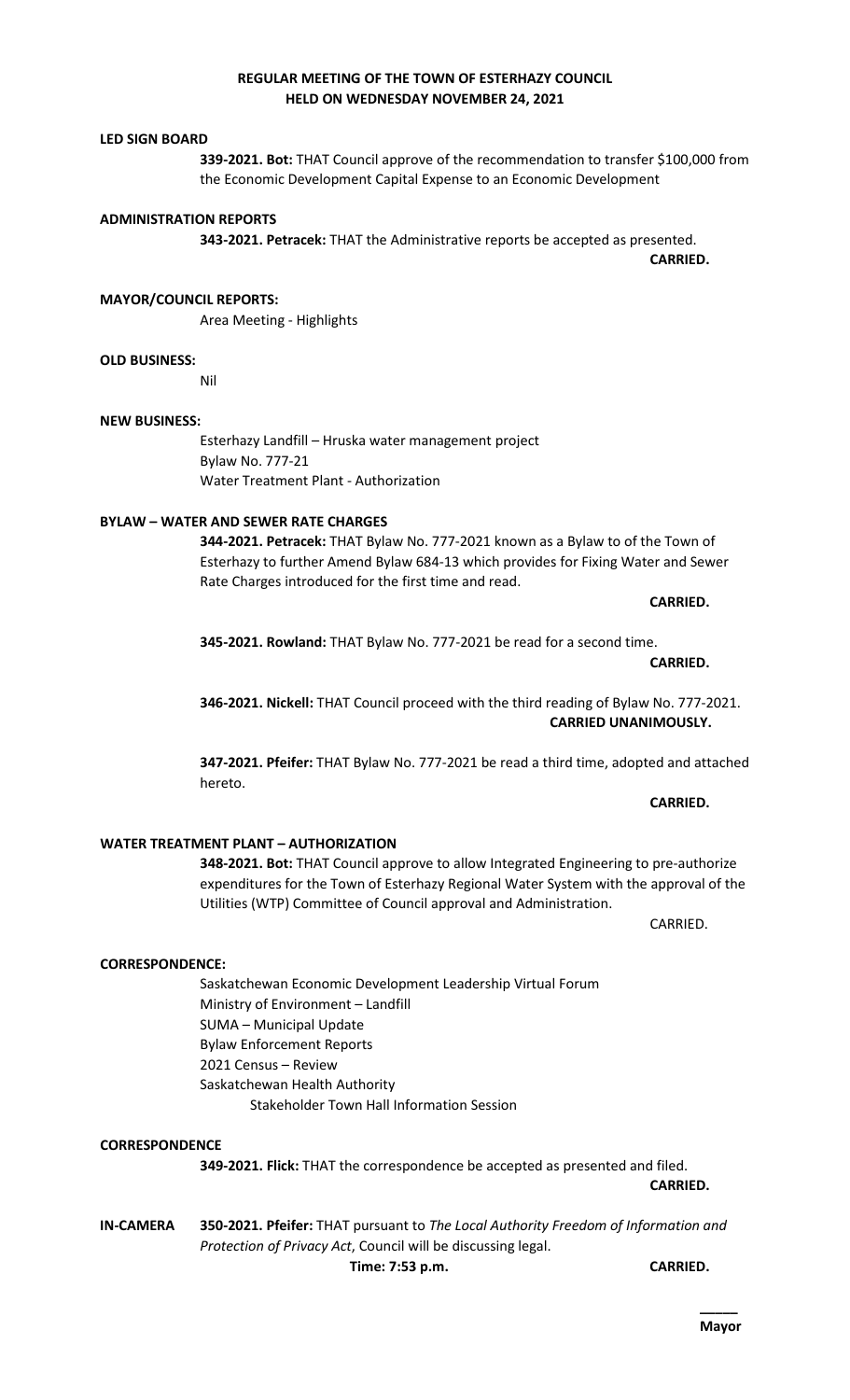**REGULAR MEETING OF THE TOWN OF ESTERHAZY COUNCIL**
**HELD ON WEDNESDAY NOVEMBER 24, 2021**

**LED SIGN BOARD**

**339-2021. Bot:** THAT Council approve of the recommendation to transfer $100,000 from the Economic Development Capital Expense to an Economic Development

**ADMINISTRATION REPORTS**

**343-2021. Petracek:** THAT the Administrative reports be accepted as presented.

**CARRIED.**

**MAYOR/COUNCIL REPORTS:**

Area Meeting - Highlights

**OLD BUSINESS:**

Nil

**NEW BUSINESS:**

Esterhazy Landfill – Hruska water management project
Bylaw No. 777-21
Water Treatment Plant - Authorization

**BYLAW – WATER AND SEWER RATE CHARGES**

**344-2021. Petracek:** THAT Bylaw No. 777-2021 known as a Bylaw to of the Town of Esterhazy to further Amend Bylaw 684-13 which provides for Fixing Water and Sewer Rate Charges introduced for the first time and read.

**CARRIED.**

**345-2021. Rowland:** THAT Bylaw No. 777-2021 be read for a second time.

**CARRIED.**

**346-2021. Nickell:** THAT Council proceed with the third reading of Bylaw No. 777-2021.

**CARRIED UNANIMOUSLY.**

**347-2021. Pfeifer:** THAT Bylaw No. 777-2021 be read a third time, adopted and attached hereto.

**CARRIED.**

**WATER TREATMENT PLANT – AUTHORIZATION**

**348-2021. Bot:** THAT Council approve to allow Integrated Engineering to pre-authorize expenditures for the Town of Esterhazy Regional Water System with the approval of the Utilities (WTP) Committee of Council approval and Administration.

CARRIED.

**CORRESPONDENCE:**

Saskatchewan Economic Development Leadership Virtual Forum
Ministry of Environment – Landfill
SUMA – Municipal Update
Bylaw Enforcement Reports
2021 Census – Review
Saskatchewan Health Authority
Stakeholder Town Hall Information Session

**CORRESPONDENCE**

**349-2021. Flick:** THAT the correspondence be accepted as presented and filed.

**CARRIED.**

**IN-CAMERA** **350-2021. Pfeifer:** THAT pursuant to *The Local Authority Freedom of Information and Protection of Privacy Act*, Council will be discussing legal.

**Time: 7:53 p.m.** **CARRIED.**

**_____**
**Mayor**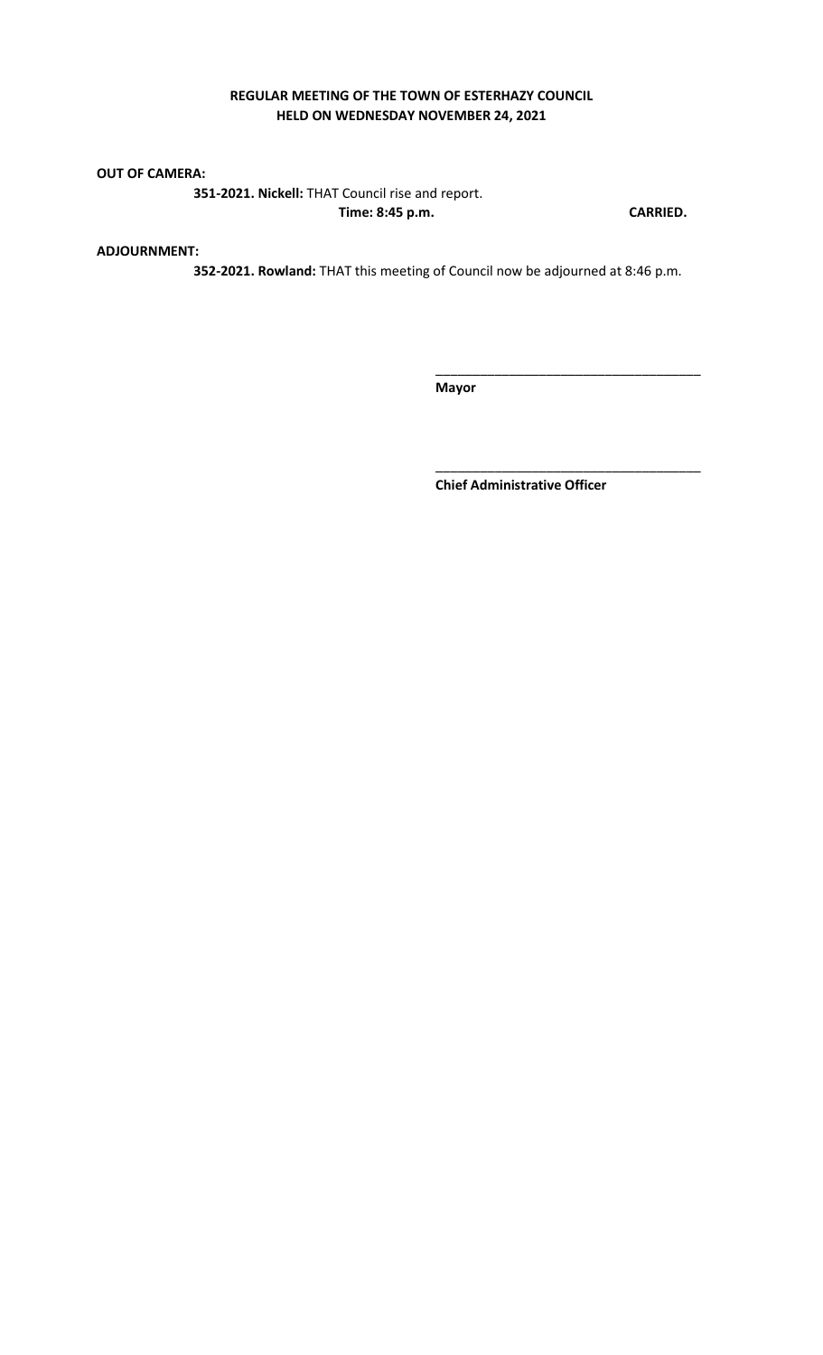**REGULAR MEETING OF THE TOWN OF ESTERHAZY COUNCIL**
**HELD ON WEDNESDAY NOVEMBER 24, 2021**

**OUT OF CAMERA:**

**351-2021. Nickell:** THAT Council rise and report.
**Time: 8:45 p.m.** **CARRIED.**

**ADJOURNMENT:**

**352-2021. Rowland:** THAT this meeting of Council now be adjourned at 8:46 p.m.

\_\_\_\_\_\_\_\_\_\_\_\_\_\_\_\_\_\_\_\_\_\_\_\_\_\_\_\_\_\_\_\_\_\_\_\_
**Mayor**

\_\_\_\_\_\_\_\_\_\_\_\_\_\_\_\_\_\_\_\_\_\_\_\_\_\_\_\_\_\_\_\_\_\_\_\_
**Chief Administrative Officer**